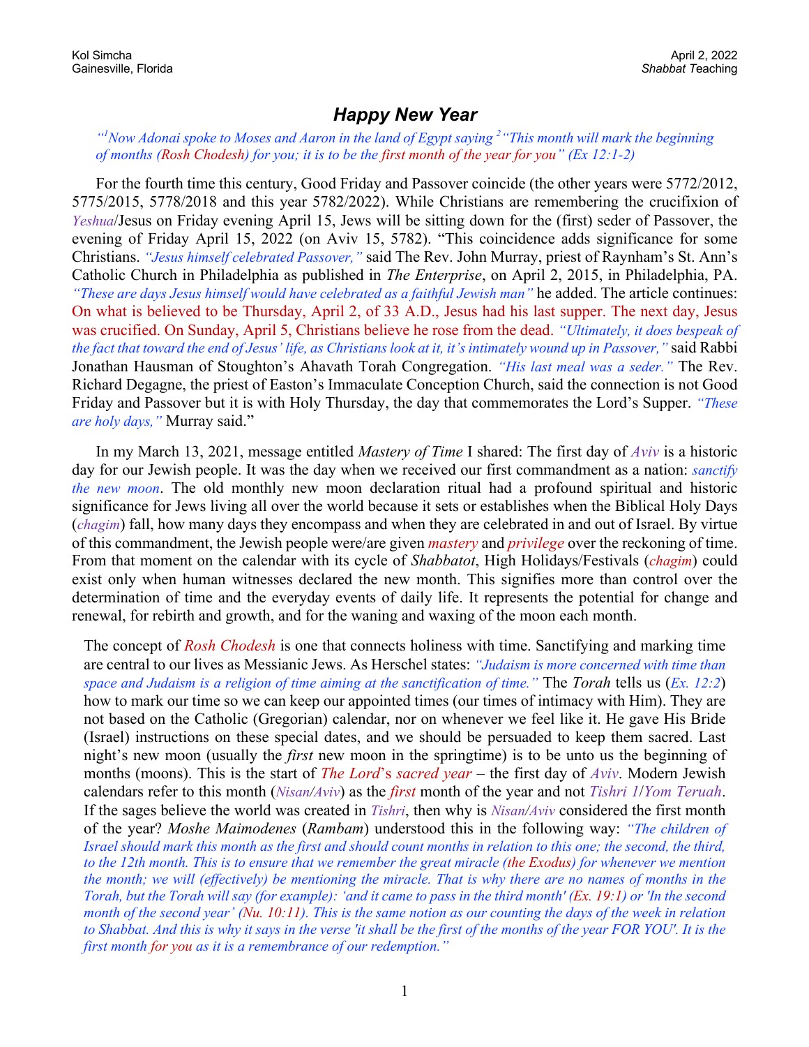# Happy New Year

*"[1]Now Adonai spoke to Moses and Aaron in the land of Egypt saying [2]"This month will mark the beginning of months (Rosh Chodesh) for you; it is to be the first month of the year for you" (Ex 12:1-2)*

For the fourth time this century, Good Friday and Passover coincide (the other years were 5772/2012, 5775/2015, 5778/2018 and this year 5782/2022). While Christians are remembering the crucifixion of *Yeshua*/Jesus on Friday evening April 15, Jews will be sitting down for the (first) seder of Passover, the evening of Friday April 15, 2022 (on Aviv 15, 5782). "This coincidence adds significance for some Christians. *"Jesus himself celebrated Passover,"* said The Rev. John Murray, priest of Raynham's St. Ann's Catholic Church in Philadelphia as published in *The Enterprise*, on April 2, 2015, in Philadelphia, PA. *"These are days Jesus himself would have celebrated as a faithful Jewish man"* he added. The article continues: On what is believed to be Thursday, April 2, of 33 A.D., Jesus had his last supper. The next day, Jesus was crucified. On Sunday, April 5, Christians believe he rose from the dead. *"Ultimately, it does bespeak of the fact that toward the end of Jesus' life, as Christians look at it, it's intimately wound up in Passover,"* said Rabbi Jonathan Hausman of Stoughton's Ahavath Torah Congregation. *"His last meal was a seder."* The Rev. Richard Degagne, the priest of Easton's Immaculate Conception Church, said the connection is not Good Friday and Passover but it is with Holy Thursday, the day that commemorates the Lord's Supper. *"These are holy days,"* Murray said."

In my March 13, 2021, message entitled *Mastery of Time* I shared: The first day of *Aviv* is a historic day for our Jewish people. It was the day when we received our first commandment as a nation: *sanctify the new moon*. The old monthly new moon declaration ritual had a profound spiritual and historic significance for Jews living all over the world because it sets or establishes when the Biblical Holy Days (*chagim*) fall, how many days they encompass and when they are celebrated in and out of Israel. By virtue of this commandment, the Jewish people were/are given *mastery* and *privilege* over the reckoning of time. From that moment on the calendar with its cycle of *Shabbatot*, High Holidays/Festivals (*chagim*) could exist only when human witnesses declared the new month. This signifies more than control over the determination of time and the everyday events of daily life. It represents the potential for change and renewal, for rebirth and growth, and for the waning and waxing of the moon each month.

The concept of *Rosh Chodesh* is one that connects holiness with time. Sanctifying and marking time are central to our lives as Messianic Jews. As Herschel states: *"Judaism is more concerned with time than space and Judaism is a religion of time aiming at the sanctification of time."* The *Torah* tells us (*Ex. 12:2*) how to mark our time so we can keep our appointed times (our times of intimacy with Him). They are not based on the Catholic (Gregorian) calendar, nor on whenever we feel like it. He gave His Bride (Israel) instructions on these special dates, and we should be persuaded to keep them sacred. Last night's new moon (usually the *first* new moon in the springtime) is to be unto us the beginning of months (moons). This is the start of *The Lord*'s *sacred year* – the first day of *Aviv*. Modern Jewish calendars refer to this month (*Nisan/Aviv*) as the *first* month of the year and not *Tishri 1*/*Yom Teruah*. If the sages believe the world was created in *Tishri*, then why is *Nisan/Aviv* considered the first month of the year? *Moshe Maimodenes* (*Rambam*) understood this in the following way: *"The children of Israel should mark this month as the first and should count months in relation to this one; the second, the third, to the 12th month. This is to ensure that we remember the great miracle (the Exodus) for whenever we mention the month; we will (effectively) be mentioning the miracle. That is why there are no names of months in the Torah, but the Torah will say (for example): 'and it came to pass in the third month' (Ex. 19:1) or 'In the second month of the second year' (Nu. 10:11). This is the same notion as our counting the days of the week in relation to Shabbat. And this is why it says in the verse 'it shall be the first of the months of the year FOR YOU'. It is the first month for you as it is a remembrance of our redemption."*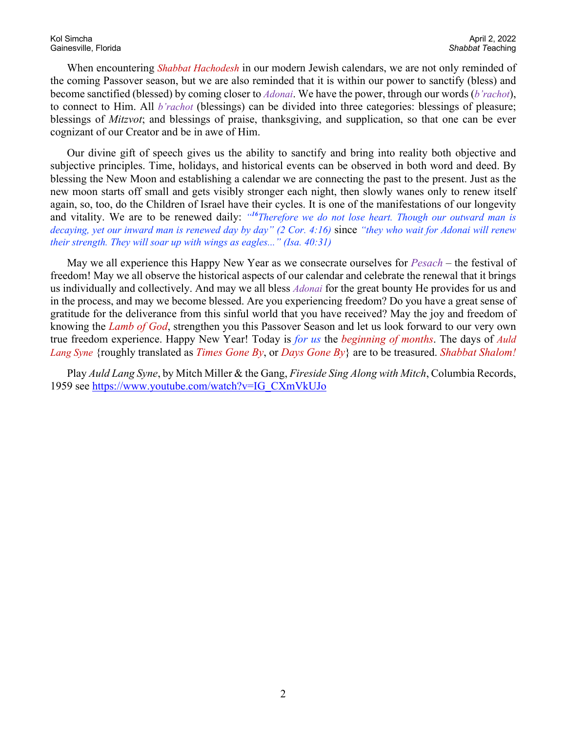When encountering *Shabbat Hachodesh* in our modern Jewish calendars, we are not only reminded of the coming Passover season, but we are also reminded that it is within our power to sanctify (bless) and become sanctified (blessed) by coming closer to *Adonai*. We have the power, through our words (*b'rachot*), to connect to Him. All *b'rachot* (blessings) can be divided into three categories: blessings of pleasure; blessings of *Mitzvot*; and blessings of praise, thanksgiving, and supplication, so that one can be ever cognizant of our Creator and be in awe of Him.

Our divine gift of speech gives us the ability to sanctify and bring into reality both objective and subjective principles. Time, holidays, and historical events can be observed in both word and deed. By blessing the New Moon and establishing a calendar we are connecting the past to the present. Just as the new moon starts off small and gets visibly stronger each night, then slowly wanes only to renew itself again, so, too, do the Children of Israel have their cycles. It is one of the manifestations of our longevity and vitality. We are to be renewed daily: *"[16]Therefore we do not lose heart. Though our outward man is decaying, yet our inward man is renewed day by day" (2 Cor. 4:16)* since *"they who wait for Adonai will renew their strength. They will soar up with wings as eagles..." (Isa. 40:31)*

May we all experience this Happy New Year as we consecrate ourselves for *Pesach* – the festival of freedom! May we all observe the historical aspects of our calendar and celebrate the renewal that it brings us individually and collectively. And may we all bless *Adonai* for the great bounty He provides for us and in the process, and may we become blessed. Are you experiencing freedom? Do you have a great sense of gratitude for the deliverance from this sinful world that you have received? May the joy and freedom of knowing the *Lamb of God*, strengthen you this Passover Season and let us look forward to our very own true freedom experience. Happy New Year! Today is *for us* the *beginning of months*. The days of *Auld Lang Syne* {roughly translated as *Times Gone By*, or *Days Gone By*} are to be treasured. *Shabbat Shalom!*

Play *Auld Lang Syne*, by Mitch Miller & the Gang, *Fireside Sing Along with Mitch*, Columbia Records, 1959 see https://www.youtube.com/watch?v=IG_CXmVkUJo